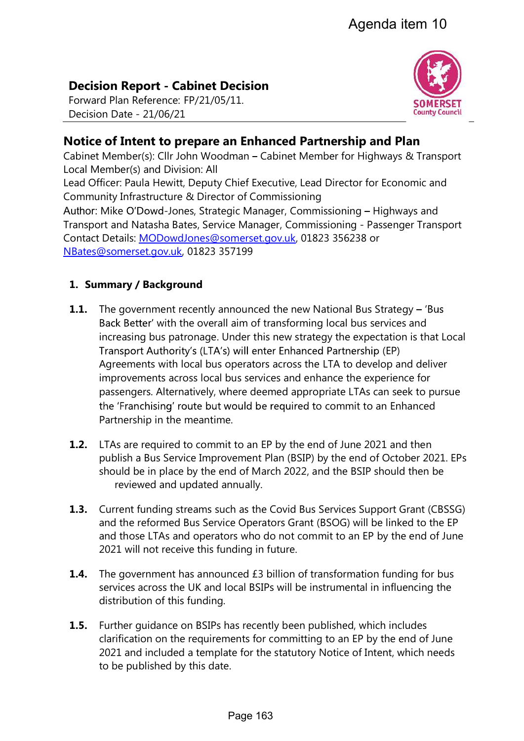Agenda item 10

# Decision Report - Cabinet Decision

Forward Plan Reference: FP/21/05/11.
Decision Date - 21/06/21

## Notice of Intent to prepare an Enhanced Partnership and Plan

Cabinet Member(s): Cllr John Woodman – Cabinet Member for Highways & Transport
Local Member(s) and Division: All
Lead Officer: Paula Hewitt, Deputy Chief Executive, Lead Director for Economic and Community Infrastructure & Director of Commissioning
Author: Mike O'Dowd-Jones, Strategic Manager, Commissioning – Highways and Transport and Natasha Bates, Service Manager, Commissioning - Passenger Transport
Contact Details: MODowdJones@somerset.gov.uk, 01823 356238 or NBates@somerset.gov.uk, 01823 357199

### 1. Summary / Background

**1.1.** The government recently announced the new National Bus Strategy – 'Bus Back Better' with the overall aim of transforming local bus services and increasing bus patronage. Under this new strategy the expectation is that Local Transport Authority's (LTA's) will enter Enhanced Partnership (EP) Agreements with local bus operators across the LTA to develop and deliver improvements across local bus services and enhance the experience for passengers. Alternatively, where deemed appropriate LTAs can seek to pursue the 'Franchising' route but would be required to commit to an Enhanced Partnership in the meantime.

**1.2.** LTAs are required to commit to an EP by the end of June 2021 and then publish a Bus Service Improvement Plan (BSIP) by the end of October 2021. EPs should be in place by the end of March 2022, and the BSIP should then be reviewed and updated annually.

**1.3.** Current funding streams such as the Covid Bus Services Support Grant (CBSSG) and the reformed Bus Service Operators Grant (BSOG) will be linked to the EP and those LTAs and operators who do not commit to an EP by the end of June 2021 will not receive this funding in future.

**1.4.** The government has announced £3 billion of transformation funding for bus services across the UK and local BSIPs will be instrumental in influencing the distribution of this funding.

**1.5.** Further guidance on BSIPs has recently been published, which includes clarification on the requirements for committing to an EP by the end of June 2021 and included a template for the statutory Notice of Intent, which needs to be published by this date.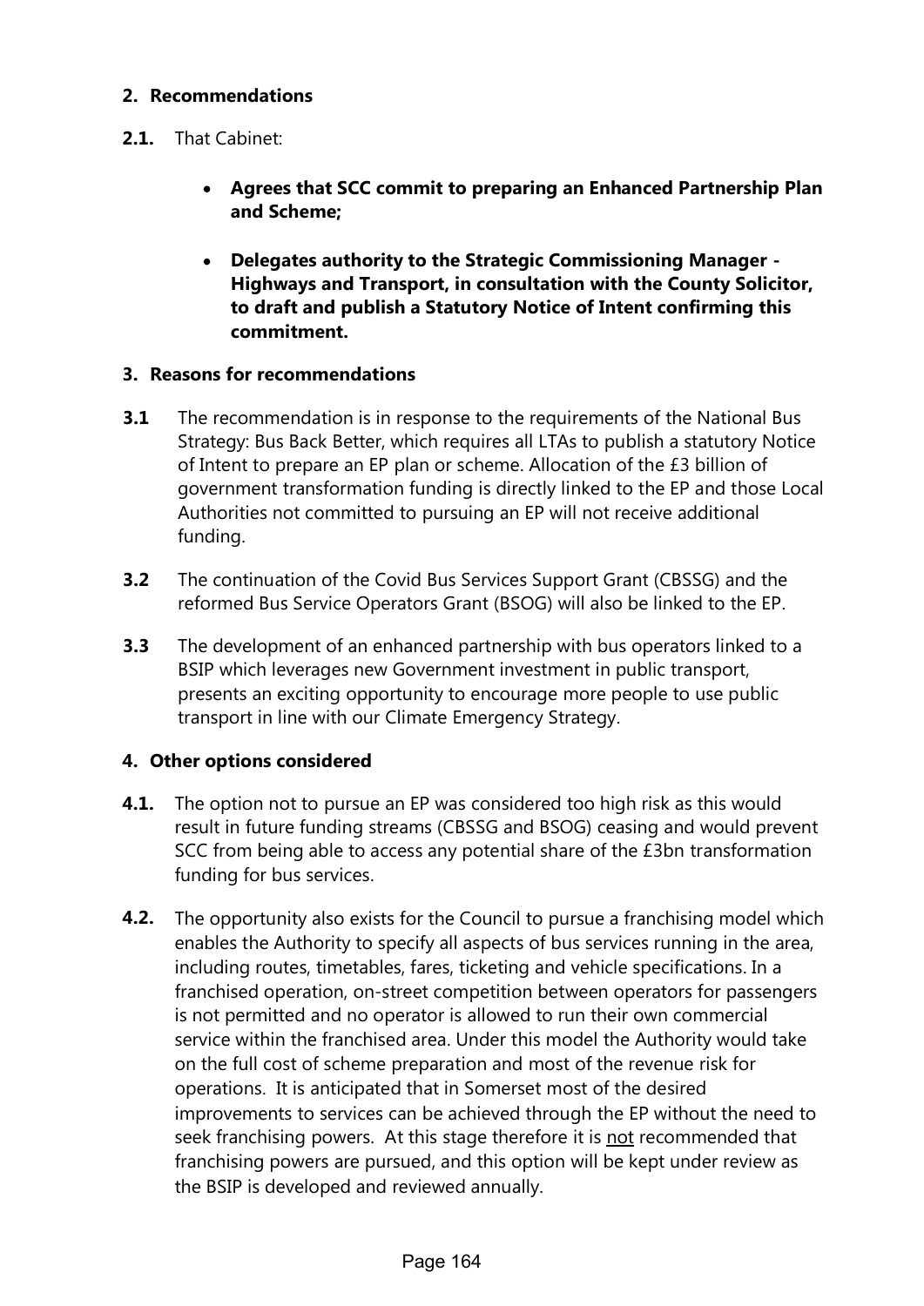## 2. Recommendations

**2.1.** That Cabinet:

- **Agrees that SCC commit to preparing an Enhanced Partnership Plan and Scheme;**
- **Delegates authority to the Strategic Commissioning Manager - Highways and Transport, in consultation with the County Solicitor, to draft and publish a Statutory Notice of Intent confirming this commitment.**

## 3. Reasons for recommendations

**3.1** The recommendation is in response to the requirements of the National Bus Strategy: Bus Back Better, which requires all LTAs to publish a statutory Notice of Intent to prepare an EP plan or scheme. Allocation of the £3 billion of government transformation funding is directly linked to the EP and those Local Authorities not committed to pursuing an EP will not receive additional funding.

**3.2** The continuation of the Covid Bus Services Support Grant (CBSSG) and the reformed Bus Service Operators Grant (BSOG) will also be linked to the EP.

**3.3** The development of an enhanced partnership with bus operators linked to a BSIP which leverages new Government investment in public transport, presents an exciting opportunity to encourage more people to use public transport in line with our Climate Emergency Strategy.

## 4. Other options considered

**4.1.** The option not to pursue an EP was considered too high risk as this would result in future funding streams (CBSSG and BSOG) ceasing and would prevent SCC from being able to access any potential share of the £3bn transformation funding for bus services.

**4.2.** The opportunity also exists for the Council to pursue a franchising model which enables the Authority to specify all aspects of bus services running in the area, including routes, timetables, fares, ticketing and vehicle specifications. In a franchised operation, on-street competition between operators for passengers is not permitted and no operator is allowed to run their own commercial service within the franchised area. Under this model the Authority would take on the full cost of scheme preparation and most of the revenue risk for operations. It is anticipated that in Somerset most of the desired improvements to services can be achieved through the EP without the need to seek franchising powers. At this stage therefore it is <u>not</u> recommended that franchising powers are pursued, and this option will be kept under review as the BSIP is developed and reviewed annually.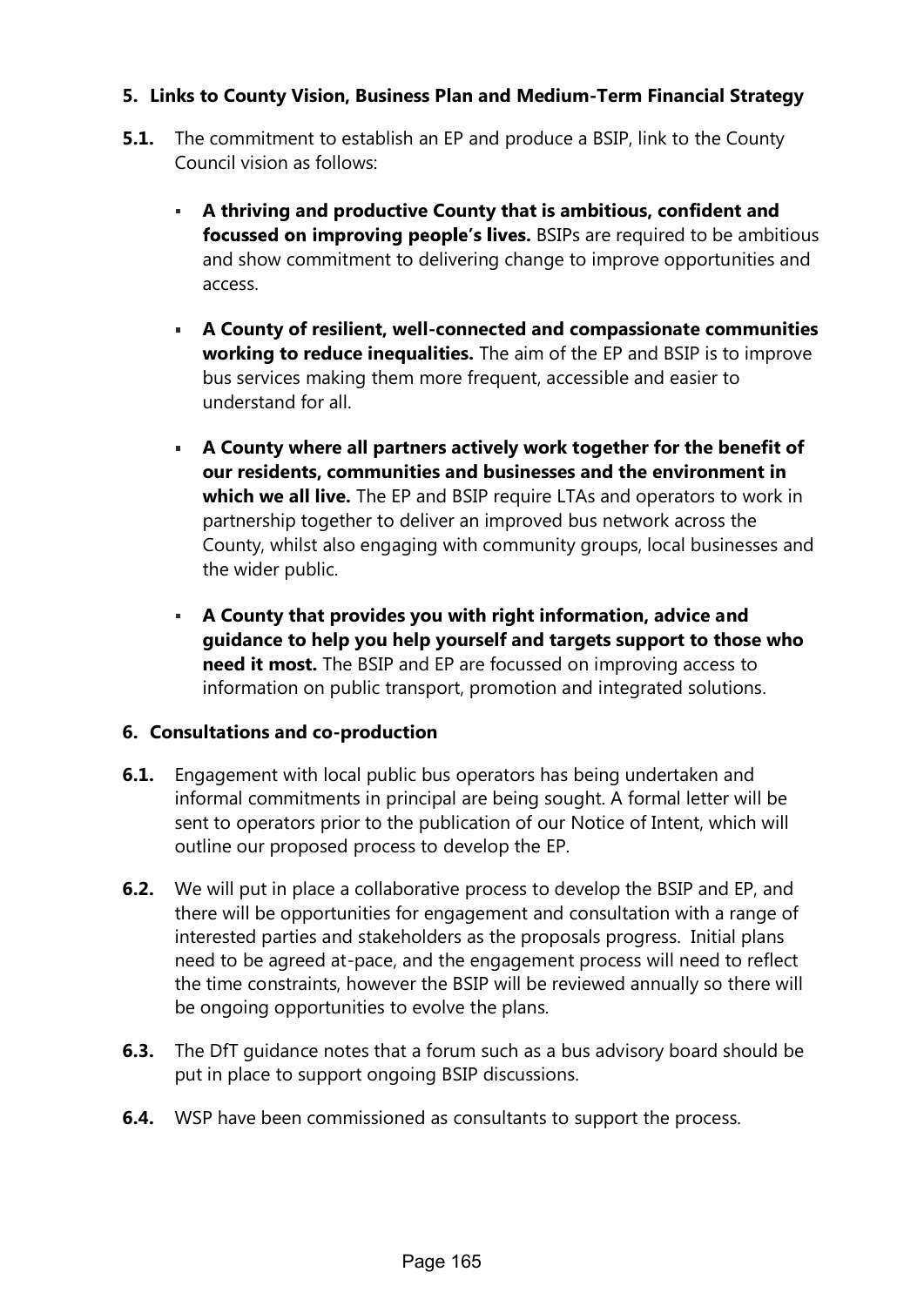## 5. Links to County Vision, Business Plan and Medium-Term Financial Strategy

**5.1.** The commitment to establish an EP and produce a BSIP, link to the County Council vision as follows:

- **A thriving and productive County that is ambitious, confident and focussed on improving people's lives.** BSIPs are required to be ambitious and show commitment to delivering change to improve opportunities and access.
- **A County of resilient, well-connected and compassionate communities working to reduce inequalities.** The aim of the EP and BSIP is to improve bus services making them more frequent, accessible and easier to understand for all.
- **A County where all partners actively work together for the benefit of our residents, communities and businesses and the environment in which we all live.** The EP and BSIP require LTAs and operators to work in partnership together to deliver an improved bus network across the County, whilst also engaging with community groups, local businesses and the wider public.
- **A County that provides you with right information, advice and guidance to help you help yourself and targets support to those who need it most.** The BSIP and EP are focussed on improving access to information on public transport, promotion and integrated solutions.

## 6. Consultations and co-production

**6.1.** Engagement with local public bus operators has being undertaken and informal commitments in principal are being sought. A formal letter will be sent to operators prior to the publication of our Notice of Intent, which will outline our proposed process to develop the EP.

**6.2.** We will put in place a collaborative process to develop the BSIP and EP, and there will be opportunities for engagement and consultation with a range of interested parties and stakeholders as the proposals progress. Initial plans need to be agreed at-pace, and the engagement process will need to reflect the time constraints, however the BSIP will be reviewed annually so there will be ongoing opportunities to evolve the plans.

**6.3.** The DfT guidance notes that a forum such as a bus advisory board should be put in place to support ongoing BSIP discussions.

**6.4.** WSP have been commissioned as consultants to support the process.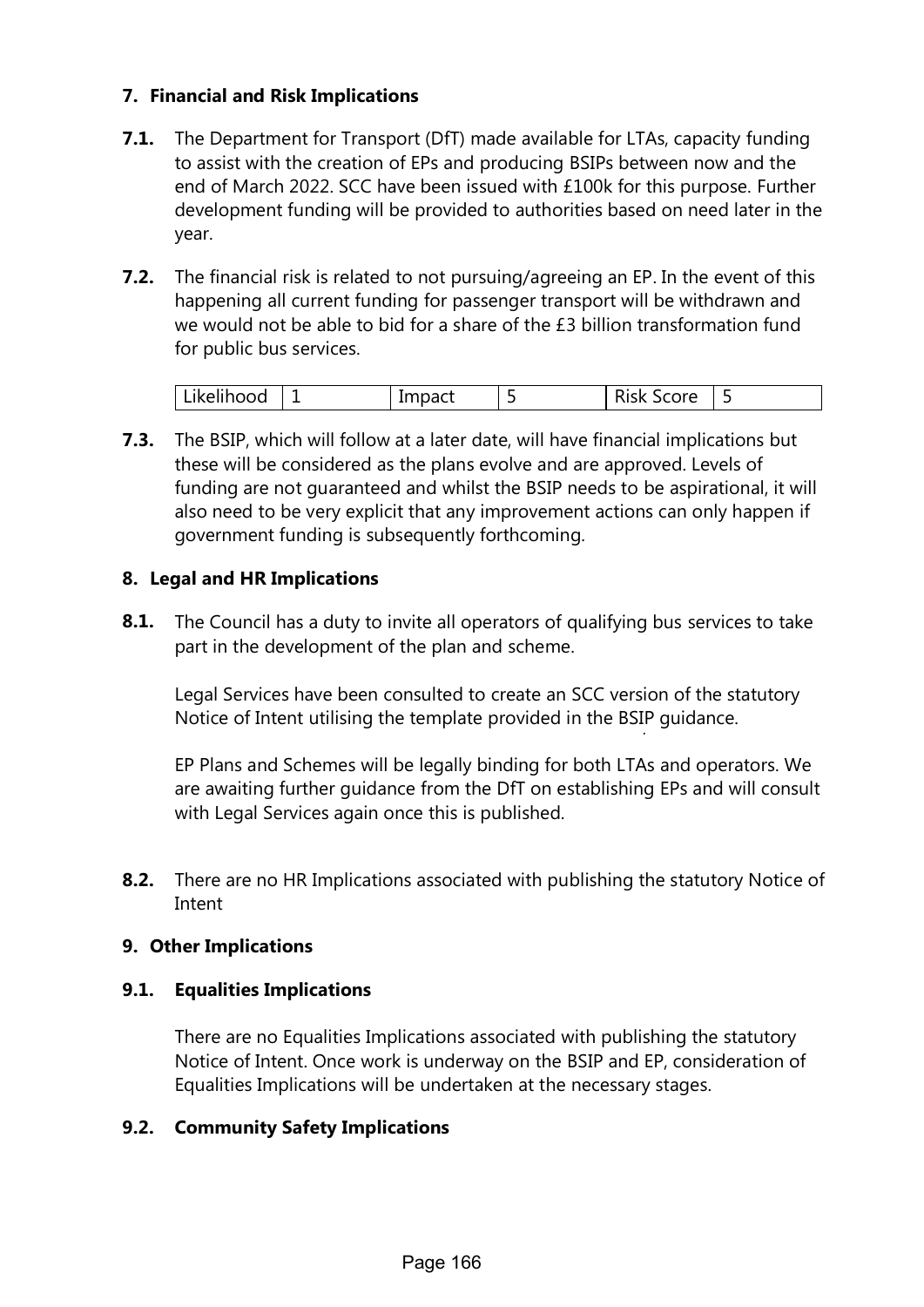## 7. Financial and Risk Implications

**7.1.** The Department for Transport (DfT) made available for LTAs, capacity funding to assist with the creation of EPs and producing BSIPs between now and the end of March 2022. SCC have been issued with £100k for this purpose. Further development funding will be provided to authorities based on need later in the year.

**7.2.** The financial risk is related to not pursuing/agreeing an EP. In the event of this happening all current funding for passenger transport will be withdrawn and we would not be able to bid for a share of the £3 billion transformation fund for public bus services.

| Likelihood | 1 | Impact | 5 | Risk Score | 5 |
|---|---|---|---|---|---|

**7.3.** The BSIP, which will follow at a later date, will have financial implications but these will be considered as the plans evolve and are approved. Levels of funding are not guaranteed and whilst the BSIP needs to be aspirational, it will also need to be very explicit that any improvement actions can only happen if government funding is subsequently forthcoming.

## 8. Legal and HR Implications

**8.1.** The Council has a duty to invite all operators of qualifying bus services to take part in the development of the plan and scheme.

Legal Services have been consulted to create an SCC version of the statutory Notice of Intent utilising the template provided in the BSIP guidance.

EP Plans and Schemes will be legally binding for both LTAs and operators. We are awaiting further guidance from the DfT on establishing EPs and will consult with Legal Services again once this is published.

**8.2.** There are no HR Implications associated with publishing the statutory Notice of Intent

## 9. Other Implications

### 9.1. Equalities Implications

There are no Equalities Implications associated with publishing the statutory Notice of Intent. Once work is underway on the BSIP and EP, consideration of Equalities Implications will be undertaken at the necessary stages.

### 9.2. Community Safety Implications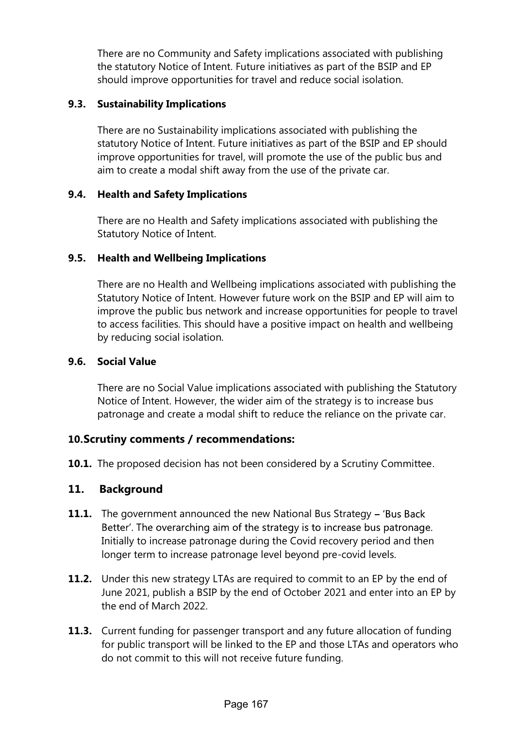There are no Community and Safety implications associated with publishing the statutory Notice of Intent. Future initiatives as part of the BSIP and EP should improve opportunities for travel and reduce social isolation.

### 9.3. Sustainability Implications

There are no Sustainability implications associated with publishing the statutory Notice of Intent. Future initiatives as part of the BSIP and EP should improve opportunities for travel, will promote the use of the public bus and aim to create a modal shift away from the use of the private car.

### 9.4. Health and Safety Implications

There are no Health and Safety implications associated with publishing the Statutory Notice of Intent.

### 9.5. Health and Wellbeing Implications

There are no Health and Wellbeing implications associated with publishing the Statutory Notice of Intent. However future work on the BSIP and EP will aim to improve the public bus network and increase opportunities for people to travel to access facilities. This should have a positive impact on health and wellbeing by reducing social isolation.

### 9.6. Social Value

There are no Social Value implications associated with publishing the Statutory Notice of Intent. However, the wider aim of the strategy is to increase bus patronage and create a modal shift to reduce the reliance on the private car.

## 10. Scrutiny comments / recommendations:

**10.1.** The proposed decision has not been considered by a Scrutiny Committee.

## 11. Background

**11.1.** The government announced the new National Bus Strategy – 'Bus Back Better'. The overarching aim of the strategy is to increase bus patronage. Initially to increase patronage during the Covid recovery period and then longer term to increase patronage level beyond pre-covid levels.

**11.2.** Under this new strategy LTAs are required to commit to an EP by the end of June 2021, publish a BSIP by the end of October 2021 and enter into an EP by the end of March 2022.

**11.3.** Current funding for passenger transport and any future allocation of funding for public transport will be linked to the EP and those LTAs and operators who do not commit to this will not receive future funding.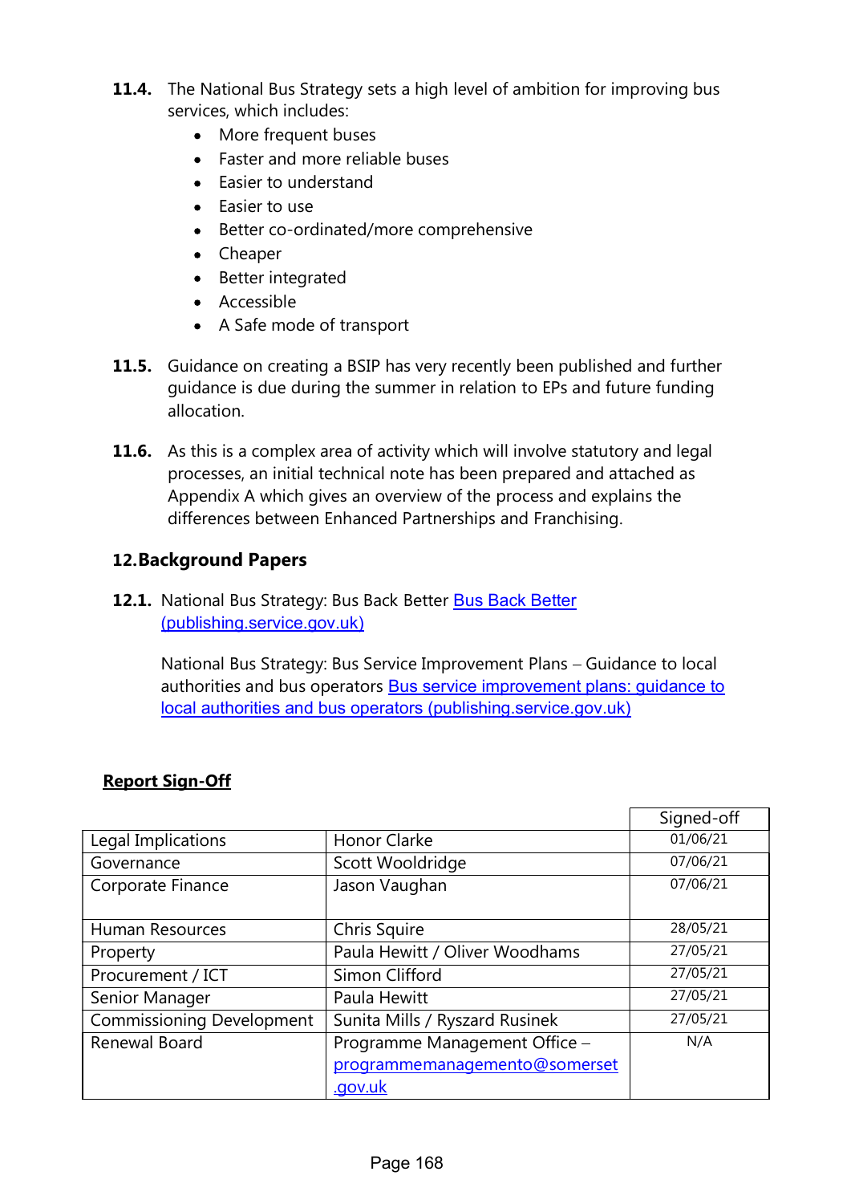**11.4.** The National Bus Strategy sets a high level of ambition for improving bus services, which includes:

- More frequent buses
- Faster and more reliable buses
- Easier to understand
- Easier to use
- Better co-ordinated/more comprehensive
- Cheaper
- Better integrated
- Accessible
- A Safe mode of transport

**11.5.** Guidance on creating a BSIP has very recently been published and further guidance is due during the summer in relation to EPs and future funding allocation.

**11.6.** As this is a complex area of activity which will involve statutory and legal processes, an initial technical note has been prepared and attached as Appendix A which gives an overview of the process and explains the differences between Enhanced Partnerships and Franchising.

## 12. Background Papers

**12.1.** National Bus Strategy: Bus Back Better [Bus Back Better (publishing.service.gov.uk)]

National Bus Strategy: Bus Service Improvement Plans – Guidance to local authorities and bus operators [Bus service improvement plans: guidance to local authorities and bus operators (publishing.service.gov.uk)]

**Report Sign-Off**

| | | Signed-off |
|---|---|---|
| Legal Implications | Honor Clarke | 01/06/21 |
| Governance | Scott Wooldridge | 07/06/21 |
| Corporate Finance | Jason Vaughan | 07/06/21 |
| Human Resources | Chris Squire | 28/05/21 |
| Property | Paula Hewitt / Oliver Woodhams | 27/05/21 |
| Procurement / ICT | Simon Clifford | 27/05/21 |
| Senior Manager | Paula Hewitt | 27/05/21 |
| Commissioning Development | Sunita Mills / Ryszard Rusinek | 27/05/21 |
| Renewal Board | Programme Management Office – programmemanagemento@somerset.gov.uk | N/A |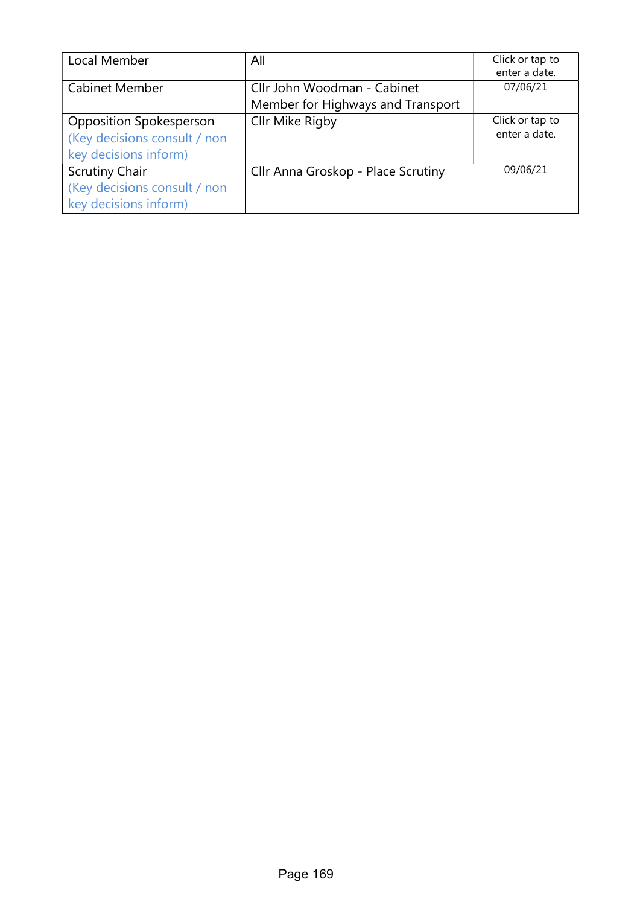| | | |
|---|---|---|
| Local Member | All | Click or tap to enter a date. |
| Cabinet Member | Cllr John Woodman - Cabinet Member for Highways and Transport | 07/06/21 |
| Opposition Spokesperson (Key decisions consult / non key decisions inform) | Cllr Mike Rigby | Click or tap to enter a date. |
| Scrutiny Chair (Key decisions consult / non key decisions inform) | Cllr Anna Groskop - Place Scrutiny | 09/06/21 |